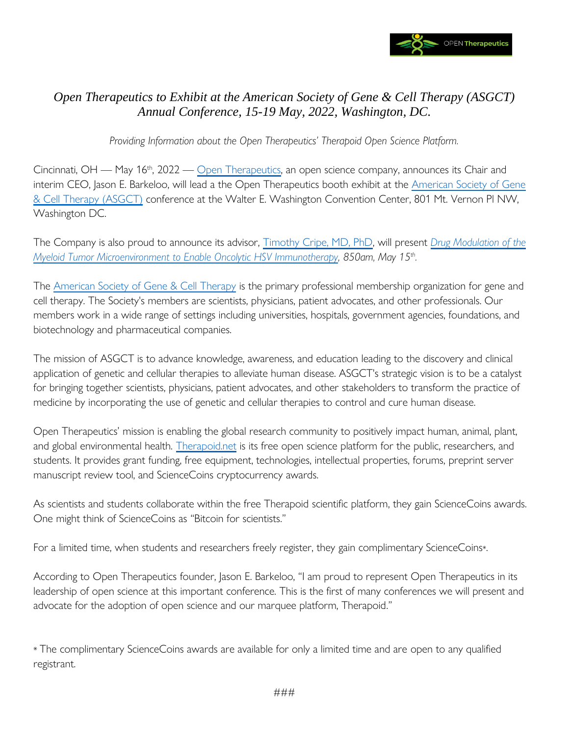# *Open Therapeutics to Exhibit at the American Society of Gene & Cell Therapy (ASGCT) Annual Conference, 15-19 May, 2022, Washington, DC.*

*Providing Information about the Open Therapeutics' Therapoid Open Science Platform.*

Cincinnati, OH — May 16th, 2022 — Open Therapeutics, an open science company, announces its Chair and interim CEO, Jason E. Barkeloo, will lead a the Open Therapeutics booth exhibit at the American Society of Gene & Cell Therapy (ASGCT) conference at the Walter E. Washington Convention Center, 801 Mt. Vernon Pl NW, Washington DC.

The Company is also proud to announce its advisor, Timothy Cripe, MD, PhD, will present *Drug Modulation of the Myeloid Tumor Microenvironment to Enable Oncolytic HSV Immunotherapy, 850am, May 15th.*

The American Society of Gene & Cell Therapy is the primary professional membership organization for gene and cell therapy. The Society's members are scientists, physicians, patient advocates, and other professionals. Our members work in a wide range of settings including universities, hospitals, government agencies, foundations, and biotechnology and pharmaceutical companies.

The mission of ASGCT is to advance knowledge, awareness, and education leading to the discovery and clinical application of genetic and cellular therapies to alleviate human disease. ASGCT's strategic vision is to be a catalyst for bringing together scientists, physicians, patient advocates, and other stakeholders to transform the practice of medicine by incorporating the use of genetic and cellular therapies to control and cure human disease.

Open Therapeutics' mission is enabling the global research community to positively impact human, animal, plant, and global environmental health. Therapoid.net is its free open science platform for the public, researchers, and students. It provides grant funding, free equipment, technologies, intellectual properties, forums, preprint server manuscript review tool, and ScienceCoins cryptocurrency awards.

As scientists and students collaborate within the free Therapoid scientific platform, they gain ScienceCoins awards. One might think of ScienceCoins as "Bitcoin for scientists."

For a limited time, when students and researchers freely register, they gain complimentary ScienceCoins*.

According to Open Therapeutics founder, Jason E. Barkeloo, "I am proud to represent Open Therapeutics in its leadership of open science at this important conference. This is the first of many conferences we will present and advocate for the adoption of open science and our marquee platform, Therapoid."

* The complimentary ScienceCoins awards are available for only a limited time and are open to any qualified registrant.

###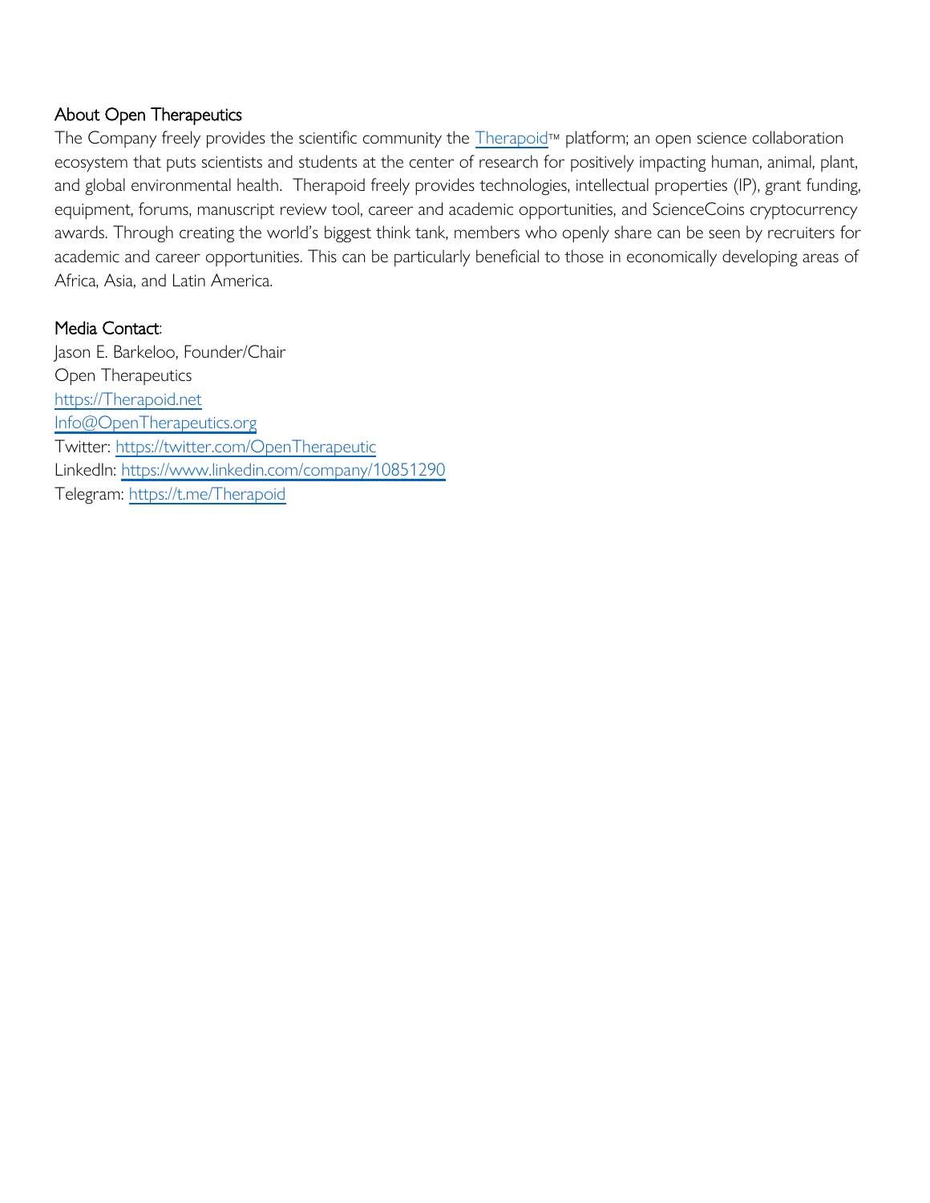## About Open Therapeutics

The Company freely provides the scientific community the [Therapoid](https://Therapoid.net)™ platform; an open science collaboration ecosystem that puts scientists and students at the center of research for positively impacting human, animal, plant, and global environmental health. Therapoid freely provides technologies, intellectual properties (IP), grant funding, equipment, forums, manuscript review tool, career and academic opportunities, and ScienceCoins cryptocurrency awards. Through creating the world's biggest think tank, members who openly share can be seen by recruiters for academic and career opportunities. This can be particularly beneficial to those in economically developing areas of Africa, Asia, and Latin America.

## Media Contact:

Jason E. Barkeloo, Founder/Chair
Open Therapeutics
https://Therapoid.net
Info@OpenTherapeutics.org
Twitter: https://twitter.com/OpenTherapeutic
LinkedIn: https://www.linkedin.com/company/10851290
Telegram: https://t.me/Therapoid